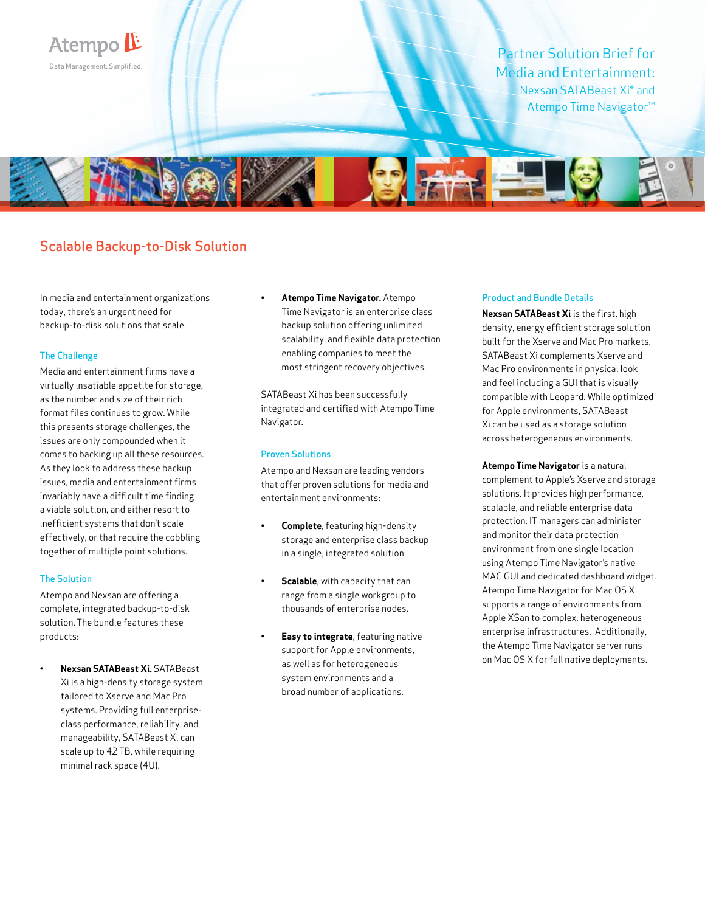Atempo

Data Management, Simplified.

# Partner Solution Brief for Media and Entertainment:

## Nexsan SATABeast Xi® and Atempo Time Navigator™

## Scalable Backup-to-Disk Solution

In media and entertainment organizations today, there's an urgent need for backup-to-disk solutions that scale.

### The Challenge

Media and entertainment firms have a virtually insatiable appetite for storage, as the number and size of their rich format files continues to grow. While this presents storage challenges, the issues are only compounded when it comes to backing up all these resources. As they look to address these backup issues, media and entertainment firms invariably have a difficult time finding a viable solution, and either resort to inefficient systems that don't scale effectively, or that require the cobbling together of multiple point solutions.

### The Solution

Atempo and Nexsan are offering a complete, integrated backup-to-disk solution. The bundle features these products:

- **Nexsan SATABeast Xi.** SATABeast Xi is a high-density storage system tailored to Xserve and Mac Pro systems. Providing full enterprise-class performance, reliability, and manageability, SATABeast Xi can scale up to 42 TB, while requiring minimal rack space (4U).
- **Atempo Time Navigator.** Atempo Time Navigator is an enterprise class backup solution offering unlimited scalability, and flexible data protection enabling companies to meet the most stringent recovery objectives.

SATABeast Xi has been successfully integrated and certified with Atempo Time Navigator.

### Proven Solutions

Atempo and Nexsan are leading vendors that offer proven solutions for media and entertainment environments:

- **Complete**, featuring high-density storage and enterprise class backup in a single, integrated solution.
- **Scalable**, with capacity that can range from a single workgroup to thousands of enterprise nodes.
- **Easy to integrate**, featuring native support for Apple environments, as well as for heterogeneous system environments and a broad number of applications.

### Product and Bundle Details

**Nexsan SATABeast Xi** is the first, high density, energy efficient storage solution built for the Xserve and Mac Pro markets. SATABeast Xi complements Xserve and Mac Pro environments in physical look and feel including a GUI that is visually compatible with Leopard. While optimized for Apple environments, SATABeast Xi can be used as a storage solution across heterogeneous environments.

**Atempo Time Navigator** is a natural complement to Apple's Xserve and storage solutions. It provides high performance, scalable, and reliable enterprise data protection. IT managers can administer and monitor their data protection environment from one single location using Atempo Time Navigator's native MAC GUI and dedicated dashboard widget. Atempo Time Navigator for Mac OS X supports a range of environments from Apple XSan to complex, heterogeneous enterprise infrastructures. Additionally, the Atempo Time Navigator server runs on Mac OS X for full native deployments.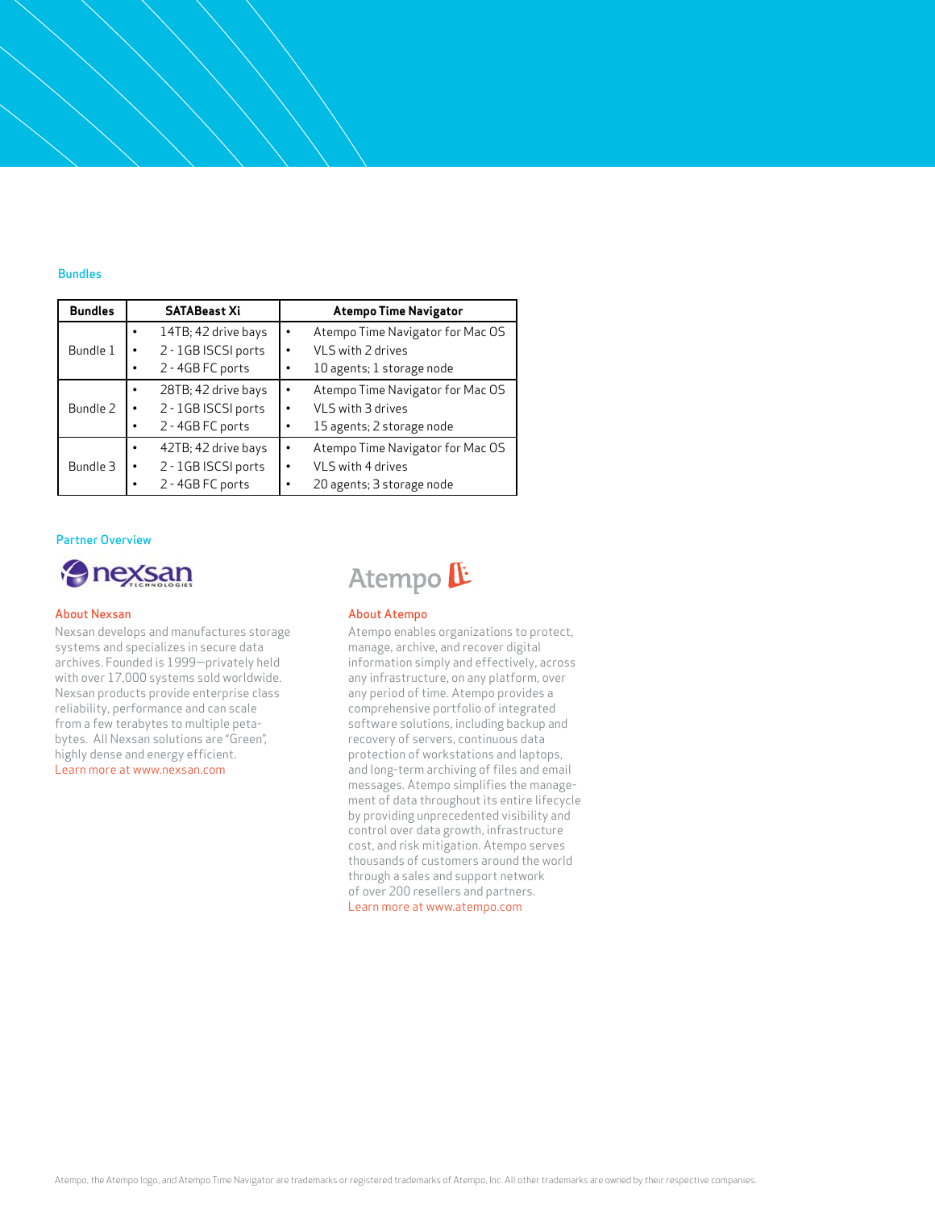## Bundles

| Bundles | SATABeast Xi | Atempo Time Navigator |
|---|---|---|
| Bundle 1 | • 14TB; 42 drive bays<br>• 2 - 1GB ISCSI ports<br>• 2 - 4GB FC ports | • Atempo Time Navigator for Mac OS<br>• VLS with 2 drives<br>• 10 agents; 1 storage node |
| Bundle 2 | • 28TB; 42 drive bays<br>• 2 - 1GB ISCSI ports<br>• 2 - 4GB FC ports | • Atempo Time Navigator for Mac OS<br>• VLS with 3 drives<br>• 15 agents; 2 storage node |
| Bundle 3 | • 42TB; 42 drive bays<br>• 2 - 1GB ISCSI ports<br>• 2 - 4GB FC ports | • Atempo Time Navigator for Mac OS<br>• VLS with 4 drives<br>• 20 agents; 3 storage node |

## Partner Overview

nexsan TECHNOLOGIES

### About Nexsan

Nexsan develops and manufactures storage systems and specializes in secure data archives. Founded is 1999—privately held with over 17,000 systems sold worldwide. Nexsan products provide enterprise class reliability, performance and can scale from a few terabytes to multiple petabytes. All Nexsan solutions are "Green", highly dense and energy efficient.
Learn more at www.nexsan.com

Atempo

### About Atempo

Atempo enables organizations to protect, manage, archive, and recover digital information simply and effectively, across any infrastructure, on any platform, over any period of time. Atempo provides a comprehensive portfolio of integrated software solutions, including backup and recovery of servers, continuous data protection of workstations and laptops, and long-term archiving of files and email messages. Atempo simplifies the management of data throughout its entire lifecycle by providing unprecedented visibility and control over data growth, infrastructure cost, and risk mitigation. Atempo serves thousands of customers around the world through a sales and support network of over 200 resellers and partners.
Learn more at www.atempo.com

Atempo, the Atempo logo, and Atempo Time Navigator are trademarks or registered trademarks of Atempo, Inc. All other trademarks are owned by their respective companies.